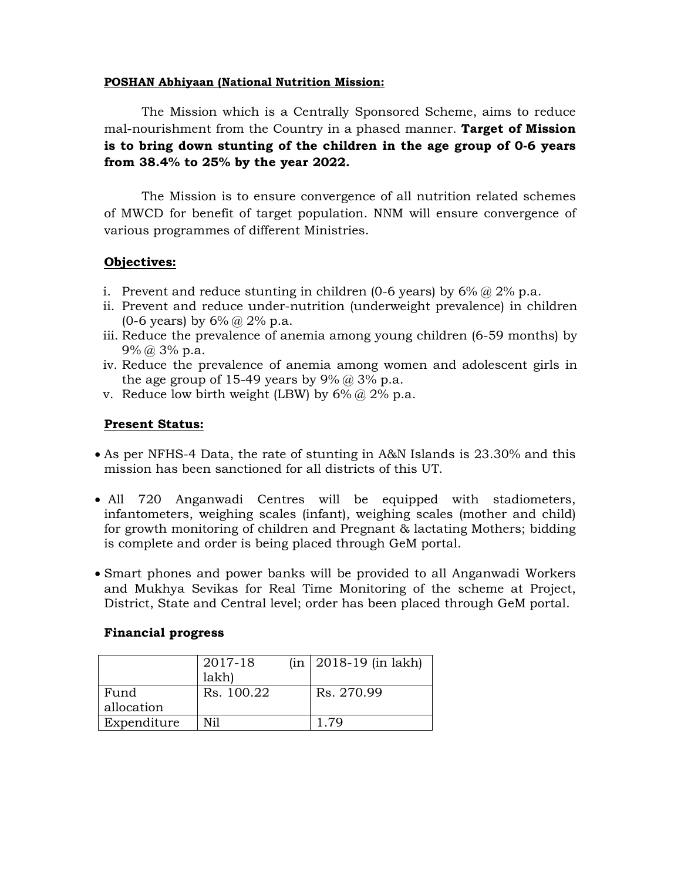**POSHAN Abhiyaan (National Nutrition Mission:**

The Mission which is a Centrally Sponsored Scheme, aims to reduce mal-nourishment from the Country in a phased manner. **Target of Mission is to bring down stunting of the children in the age group of 0-6 years from 38.4% to 25% by the year 2022.**

The Mission is to ensure convergence of all nutrition related schemes of MWCD for benefit of target population. NNM will ensure convergence of various programmes of different Ministries.

**Objectives:**

i. Prevent and reduce stunting in children (0-6 years) by 6% @ 2% p.a.
ii. Prevent and reduce under-nutrition (underweight prevalence) in children (0-6 years) by 6% @ 2% p.a.
iii. Reduce the prevalence of anemia among young children (6-59 months) by 9% @ 3% p.a.
iv. Reduce the prevalence of anemia among women and adolescent girls in the age group of 15-49 years by 9% @ 3% p.a.
v. Reduce low birth weight (LBW) by 6% @ 2% p.a.

**Present Status:**

- As per NFHS-4 Data, the rate of stunting in A&N Islands is 23.30% and this mission has been sanctioned for all districts of this UT.
- All 720 Anganwadi Centres will be equipped with stadiometers, infantometers, weighing scales (infant), weighing scales (mother and child) for growth monitoring of children and Pregnant & lactating Mothers; bidding is complete and order is being placed through GeM portal.
- Smart phones and power banks will be provided to all Anganwadi Workers and Mukhya Sevikas for Real Time Monitoring of the scheme at Project, District, State and Central level; order has been placed through GeM portal.

**Financial progress**

| | 2017-18 (in lakh) | 2018-19 (in lakh) |
|---|---|---|
| Fund allocation | Rs. 100.22 | Rs. 270.99 |
| Expenditure | Nil | 1.79 |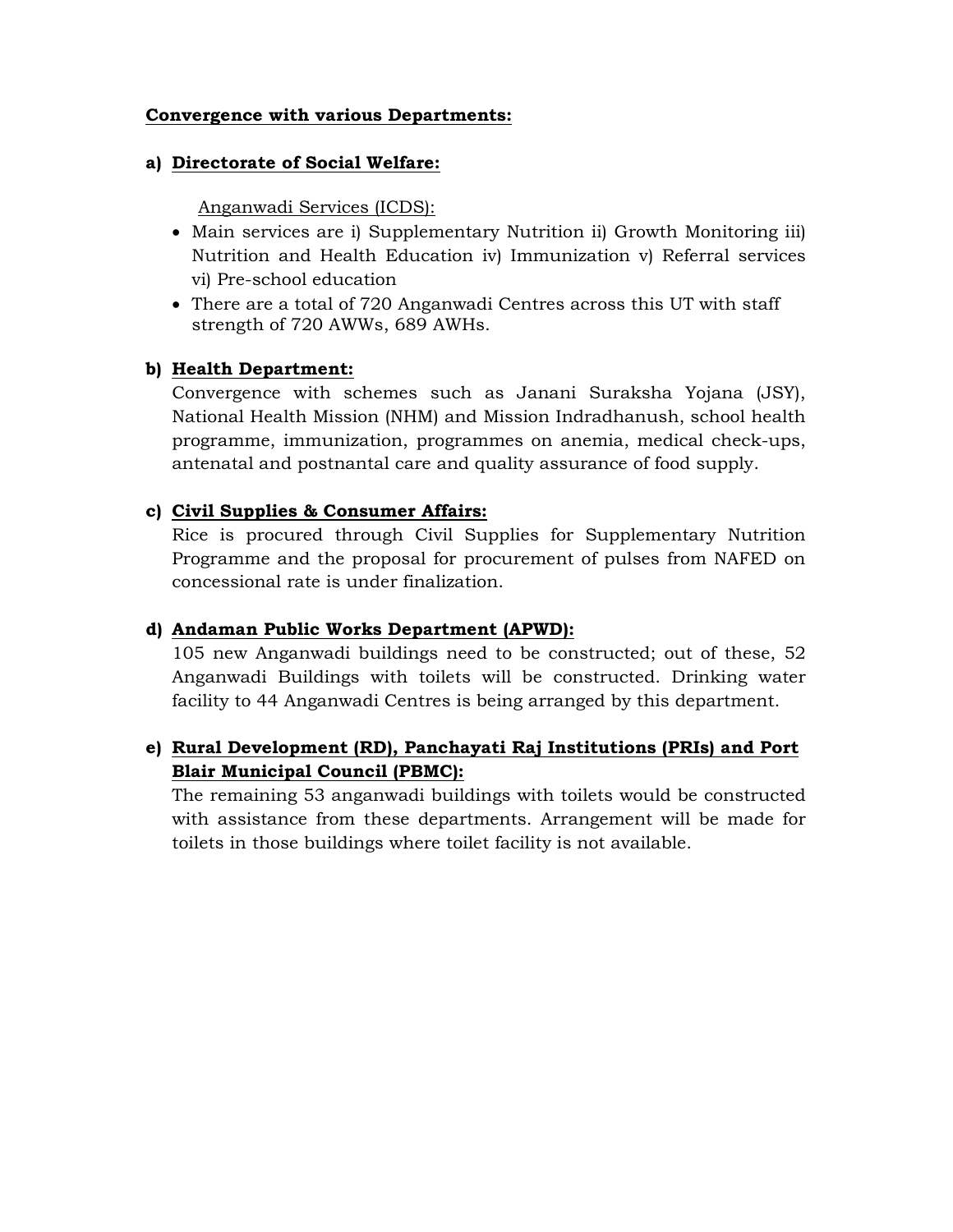**<u>Convergence with various Departments:</u>**

**a) <u>Directorate of Social Welfare:</u>**

<u>Anganwadi Services (ICDS):</u>

- Main services are i) Supplementary Nutrition ii) Growth Monitoring iii) Nutrition and Health Education iv) Immunization v) Referral services vi) Pre-school education
- There are a total of 720 Anganwadi Centres across this UT with staff strength of 720 AWWs, 689 AWHs.

**b) <u>Health Department:</u>**

Convergence with schemes such as Janani Suraksha Yojana (JSY), National Health Mission (NHM) and Mission Indradhanush, school health programme, immunization, programmes on anemia, medical check-ups, antenatal and postnantal care and quality assurance of food supply.

**c) <u>Civil Supplies & Consumer Affairs:</u>**

Rice is procured through Civil Supplies for Supplementary Nutrition Programme and the proposal for procurement of pulses from NAFED on concessional rate is under finalization.

**d) <u>Andaman Public Works Department (APWD):</u>**

105 new Anganwadi buildings need to be constructed; out of these, 52 Anganwadi Buildings with toilets will be constructed. Drinking water facility to 44 Anganwadi Centres is being arranged by this department.

**e) <u>Rural Development (RD), Panchayati Raj Institutions (PRIs) and Port Blair Municipal Council (PBMC):</u>**

The remaining 53 anganwadi buildings with toilets would be constructed with assistance from these departments. Arrangement will be made for toilets in those buildings where toilet facility is not available.